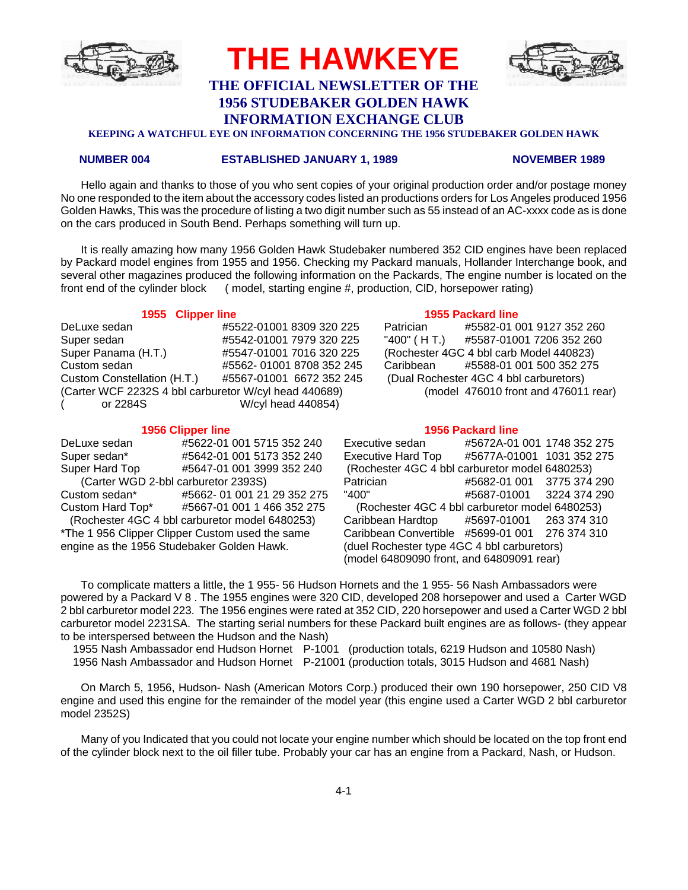# THE HAWKEYE

## THE OFFICIAL NEWSLETTER OF THE 1956 STUDEBAKER GOLDEN HAWK INFORMATION EXCHANGE CLUB

**KEEPING A WATCHFUL EYE ON INFORMATION CONCERNING THE 1956 STUDEBAKER GOLDEN HAWK**

**NUMBER 004** | **ESTABLISHED JANUARY 1, 1989** | **NOVEMBER 1989**

Hello again and thanks to those of you who sent copies of your original production order and/or postage money No one responded to the item about the accessory codes listed an productions orders for Los Angeles produced 1956 Golden Hawks, This was the procedure of listing a two digit number such as 55 instead of an AC-xxxx code as is done on the cars produced in South Bend. Perhaps something will turn up.

It is really amazing how many 1956 Golden Hawk Studebaker numbered 352 CID engines have been replaced by Packard model engines from 1955 and 1956. Checking my Packard manuals, Hollander Interchange book, and several other magazines produced the following information on the Packards, The engine number is located on the front end of the cylinder block ( model, starting engine #, production, CID, horsepower rating)

### 1955 Clipper line

DeLuxe sedan #5522-01001 8309 320 225
Super sedan #5542-01001 7979 320 225
Super Panama (H.T.) #5547-01001 7016 320 225
Custom sedan #5562- 01001 8708 352 245
Custom Constellation (H.T.) #5567-01001 6672 352 245
(Carter WCF 2232S 4 bbl carburetor W/cyl head 440689)
( or 2284S W/cyl head 440854)

### 1955 Packard line

Patrician #5582-01 001 9127 352 260
"400" ( H T.) #5587-01001 7206 352 260
(Rochester 4GC 4 bbl carb Model 440823)
Caribbean #5588-01 001 500 352 275
(Dual Rochester 4GC 4 bbl carburetors)
(model 476010 front and 476011 rear)

### 1956 Clipper line

DeLuxe sedan #5622-01 001 5715 352 240
Super sedan* #5642-01 001 5173 352 240
Super Hard Top #5647-01 001 3999 352 240
(Carter WGD 2-bbl carburetor 2393S)
Custom sedan* #5662- 01 001 21 29 352 275
Custom Hard Top* #5667-01 001 1 466 352 275
(Rochester 4GC 4 bbl carburetor model 6480253)
*The 1 956 Clipper Clipper Custom used the same engine as the 1956 Studebaker Golden Hawk.

### 1956 Packard line

Executive sedan #5672A-01 001 1748 352 275
Executive Hard Top #5677A-01001 1031 352 275
(Rochester 4GC 4 bbl carburetor model 6480253)
Patrician #5682-01 001 3775 374 290
"400" #5687-01001 3224 374 290
(Rochester 4GC 4 bbl carburetor model 6480253)
Caribbean Hardtop #5697-01001 263 374 310
Caribbean Convertible #5699-01 001 276 374 310
(duel Rochester type 4GC 4 bbl carburetors)
(model 64809090 front, and 64809091 rear)

To complicate matters a little, the 1 955- 56 Hudson Hornets and the 1 955- 56 Nash Ambassadors were powered by a Packard V 8 . The 1955 engines were 320 CID, developed 208 horsepower and used a Carter WGD 2 bbl carburetor model 223. The 1956 engines were rated at 352 CID, 220 horsepower and used a Carter WGD 2 bbl carburetor model 2231SA. The starting serial numbers for these Packard built engines are as follows- (they appear to be interspersed between the Hudson and the Nash)

1955 Nash Ambassador end Hudson Hornet P-1001 (production totals, 6219 Hudson and 10580 Nash)
1956 Nash Ambassador and Hudson Hornet P-21001 (production totals, 3015 Hudson and 4681 Nash)

On March 5, 1956, Hudson- Nash (American Motors Corp.) produced their own 190 horsepower, 250 CID V8 engine and used this engine for the remainder of the model year (this engine used a Carter WGD 2 bbl carburetor model 2352S)

Many of you Indicated that you could not locate your engine number which should be located on the top front end of the cylinder block next to the oil filler tube. Probably your car has an engine from a Packard, Nash, or Hudson.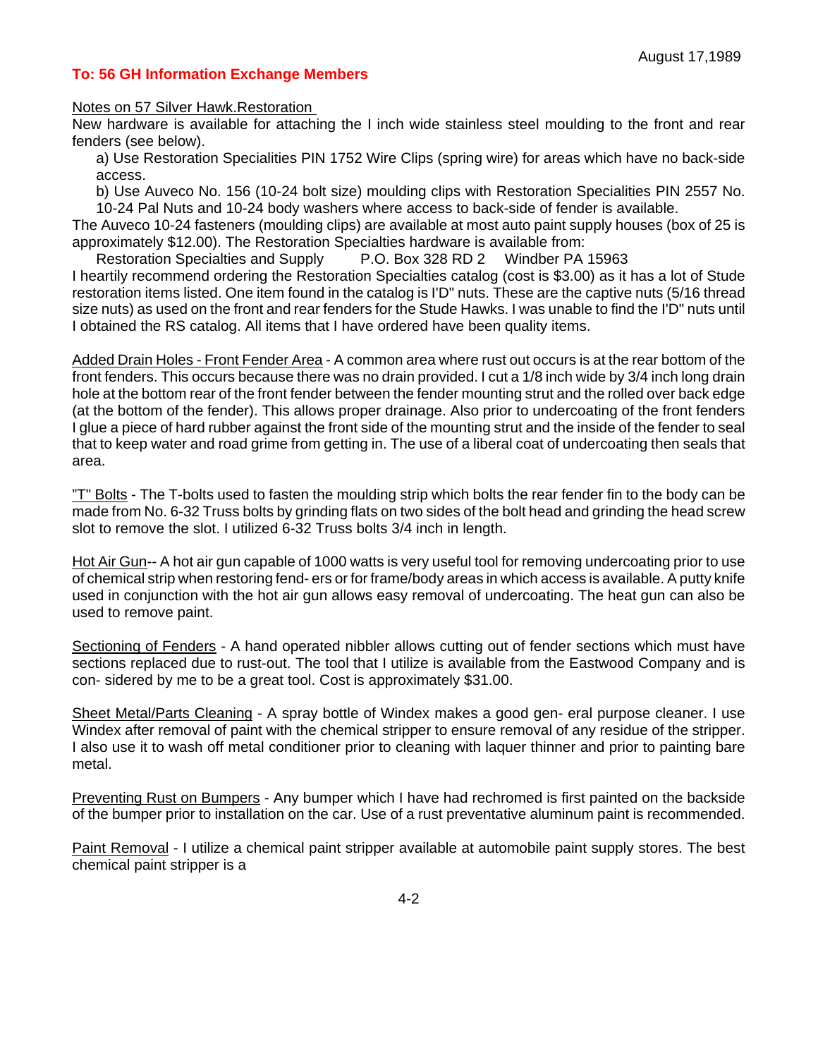August 17,1989

**To: 56 GH Information Exchange Members**

Notes on 57 Silver Hawk.Restoration

New hardware is available for attaching the I inch wide stainless steel moulding to the front and rear fenders (see below).

a) Use Restoration Specialities PIN 1752 Wire Clips (spring wire) for areas which have no back-side access.

b) Use Auveco No. 156 (10-24 bolt size) moulding clips with Restoration Specialities PIN 2557 No. 10-24 Pal Nuts and 10-24 body washers where access to back-side of fender is available.

The Auveco 10-24 fasteners (moulding clips) are available at most auto paint supply houses (box of 25 is approximately $12.00). The Restoration Specialties hardware is available from:

Restoration Specialties and Supply P.O. Box 328 RD 2 Windber PA 15963

I heartily recommend ordering the Restoration Specialties catalog (cost is $3.00) as it has a lot of Stude restoration items listed. One item found in the catalog is I'D" nuts. These are the captive nuts (5/16 thread size nuts) as used on the front and rear fenders for the Stude Hawks. I was unable to find the I'D" nuts until I obtained the RS catalog. All items that I have ordered have been quality items.

Added Drain Holes - Front Fender Area - A common area where rust out occurs is at the rear bottom of the front fenders. This occurs because there was no drain provided. I cut a 1/8 inch wide by 3/4 inch long drain hole at the bottom rear of the front fender between the fender mounting strut and the rolled over back edge (at the bottom of the fender). This allows proper drainage. Also prior to undercoating of the front fenders I glue a piece of hard rubber against the front side of the mounting strut and the inside of the fender to seal that to keep water and road grime from getting in. The use of a liberal coat of undercoating then seals that area.

"T" Bolts - The T-bolts used to fasten the moulding strip which bolts the rear fender fin to the body can be made from No. 6-32 Truss bolts by grinding flats on two sides of the bolt head and grinding the head screw slot to remove the slot. I utilized 6-32 Truss bolts 3/4 inch in length.

Hot Air Gun-- A hot air gun capable of 1000 watts is very useful tool for removing undercoating prior to use of chemical strip when restoring fend- ers or for frame/body areas in which access is available. A putty knife used in conjunction with the hot air gun allows easy removal of undercoating. The heat gun can also be used to remove paint.

Sectioning of Fenders - A hand operated nibbler allows cutting out of fender sections which must have sections replaced due to rust-out. The tool that I utilize is available from the Eastwood Company and is con- sidered by me to be a great tool. Cost is approximately $31.00.

Sheet Metal/Parts Cleaning - A spray bottle of Windex makes a good gen- eral purpose cleaner. I use Windex after removal of paint with the chemical stripper to ensure removal of any residue of the stripper. I also use it to wash off metal conditioner prior to cleaning with laquer thinner and prior to painting bare metal.

Preventing Rust on Bumpers - Any bumper which I have had rechromed is first painted on the backside of the bumper prior to installation on the car. Use of a rust preventative aluminum paint is recommended.

Paint Removal - I utilize a chemical paint stripper available at automobile paint supply stores. The best chemical paint stripper is a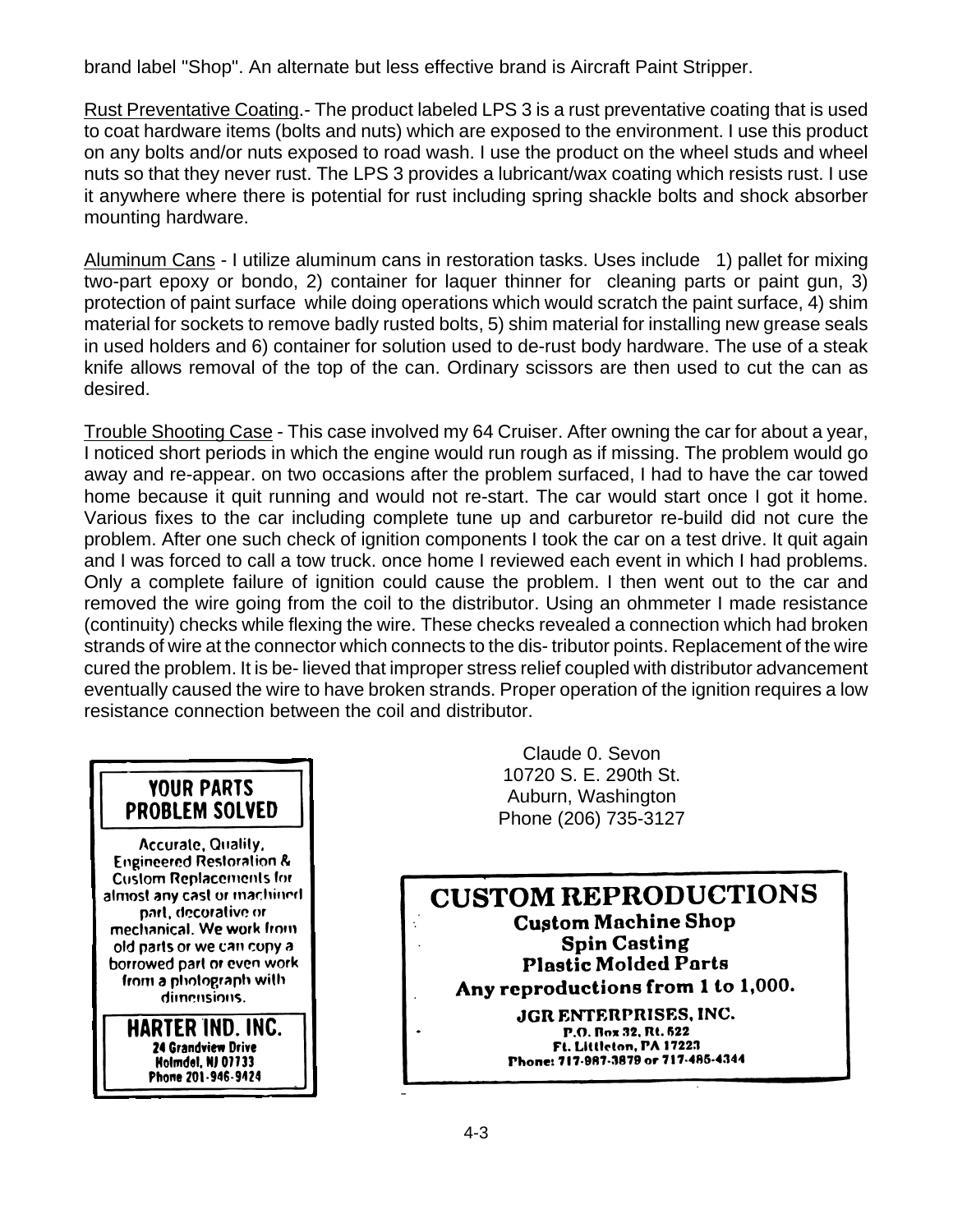brand label "Shop". An alternate but less effective brand is Aircraft Paint Stripper.

Rust Preventative Coating.- The product labeled LPS 3 is a rust preventative coating that is used to coat hardware items (bolts and nuts) which are exposed to the environment. I use this product on any bolts and/or nuts exposed to road wash. I use the product on the wheel studs and wheel nuts so that they never rust. The LPS 3 provides a lubricant/wax coating which resists rust. I use it anywhere where there is potential for rust including spring shackle bolts and shock absorber mounting hardware.

Aluminum Cans - I utilize aluminum cans in restoration tasks. Uses include 1) pallet for mixing two-part epoxy or bondo, 2) container for laquer thinner for cleaning parts or paint gun, 3) protection of paint surface while doing operations which would scratch the paint surface, 4) shim material for sockets to remove badly rusted bolts, 5) shim material for installing new grease seals in used holders and 6) container for solution used to de-rust body hardware. The use of a steak knife allows removal of the top of the can. Ordinary scissors are then used to cut the can as desired.

Trouble Shooting Case - This case involved my 64 Cruiser. After owning the car for about a year, I noticed short periods in which the engine would run rough as if missing. The problem would go away and re-appear. on two occasions after the problem surfaced, I had to have the car towed home because it quit running and would not re-start. The car would start once I got it home. Various fixes to the car including complete tune up and carburetor re-build did not cure the problem. After one such check of ignition components I took the car on a test drive. It quit again and I was forced to call a tow truck. once home I reviewed each event in which I had problems. Only a complete failure of ignition could cause the problem. I then went out to the car and removed the wire going from the coil to the distributor. Using an ohmmeter I made resistance (continuity) checks while flexing the wire. These checks revealed a connection which had broken strands of wire at the connector which connects to the dis- tributor points. Replacement of the wire cured the problem. It is be- lieved that improper stress relief coupled with distributor advancement eventually caused the wire to have broken strands. Proper operation of the ignition requires a low resistance connection between the coil and distributor.

Claude 0. Sevon
10720 S. E. 290th St.
Auburn, Washington
Phone (206) 735-3127

**YOUR PARTS PROBLEM SOLVED**

Accurate, Quality, Engineered Restoration & Custom Replacements for almost any cast or machined part, decorative or mechanical. We work from old parts or we can copy a borrowed part or even work from a photograph with dimensions.

**HARTER IND. INC.**
24 Grandview Drive
Holmdel, NJ 07733
Phone 201-946-9424

**CUSTOM REPRODUCTIONS**

**Custom Machine Shop**
**Spin Casting**
**Plastic Molded Parts**
**Any reproductions from 1 to 1,000.**

**JGR ENTERPRISES, INC.**
P.O. Box 32, Rt. 522
Ft. Littleton, PA 17223
Phone: 717-987-3879 or 717-485-4344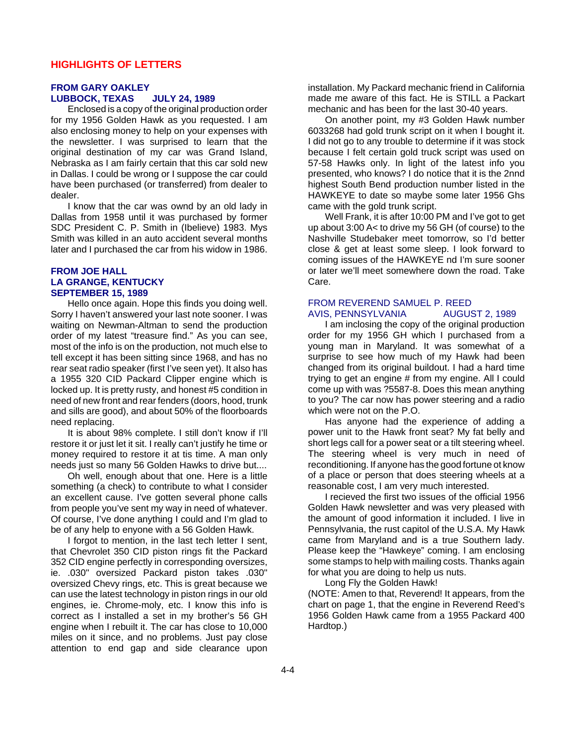## HIGHLIGHTS OF LETTERS

### FROM GARY OAKLEY
### LUBBOCK, TEXAS JULY 24, 1989

Enclosed is a copy of the original production order for my 1956 Golden Hawk as you requested. I am also enclosing money to help on your expenses with the newsletter. I was surprised to learn that the original destination of my car was Grand Island, Nebraska as I am fairly certain that this car sold new in Dallas. I could be wrong or I suppose the car could have been purchased (or transferred) from dealer to dealer.

I know that the car was ownd by an old lady in Dallas from 1958 until it was purchased by former SDC President C. P. Smith in (Ibelieve) 1983. Mys Smith was killed in an auto accident several months later and I purchased the car from his widow in 1986.

### FROM JOE HALL
### LA GRANGE, KENTUCKY
### SEPTEMBER 15, 1989

Hello once again. Hope this finds you doing well. Sorry I haven't answered your last note sooner. I was waiting on Newman-Altman to send the production order of my latest "treasure find." As you can see, most of the info is on the production, not much else to tell except it has been sitting since 1968, and has no rear seat radio speaker (first I've seen yet). It also has a 1955 320 CID Packard Clipper engine which is locked up. It is pretty rusty, and honest #5 condition in need of new front and rear fenders (doors, hood, trunk and sills are good), and about 50% of the floorboards need replacing.

It is about 98% complete. I still don't know if I'll restore it or just let it sit. I really can't justify he time or money required to restore it at tis time. A man only needs just so many 56 Golden Hawks to drive but....

Oh well, enough about that one. Here is a little something (a check) to contribute to what I consider an excellent cause. I've gotten several phone calls from people you've sent my way in need of whatever. Of course, I've done anything I could and I'm glad to be of any help to enyone with a 56 Golden Hawk.

I forgot to mention, in the last tech letter I sent, that Chevrolet 350 CID piston rings fit the Packard 352 CID engine perfectly in corresponding oversizes, ie. .030" oversized Packard piston takes .030" oversized Chevy rings, etc. This is great because we can use the latest technology in piston rings in our old engines, ie. Chrome-moly, etc. I know this info is correct as I installed a set in my brother's 56 GH engine when I rebuilt it. The car has close to 10,000 miles on it since, and no problems. Just pay close attention to end gap and side clearance upon installation. My Packard mechanic friend in California made me aware of this fact. He is STILL a Packart mechanic and has been for the last 30-40 years.

On another point, my #3 Golden Hawk number 6033268 had gold trunk script on it when I bought it. I did not go to any trouble to determine if it was stock because I felt certain gold truck script was used on 57-58 Hawks only. In light of the latest info you presented, who knows? I do notice that it is the 2nnd highest South Bend production number listed in the HAWKEYE to date so maybe some later 1956 Ghs came with the gold trunk script.

Well Frank, it is after 10:00 PM and I've got to get up about 3:00 A< to drive my 56 GH (of course) to the Nashville Studebaker meet tomorrow, so I'd better close & get at least some sleep. I look forward to coming issues of the HAWKEYE nd I'm sure sooner or later we'll meet somewhere down the road. Take Care.

### FROM REVEREND SAMUEL P. REED
### AVIS, PENNSYLVANIA AUGUST 2, 1989

I am inclosing the copy of the original production order for my 1956 GH which I purchased from a young man in Maryland. It was somewhat of a surprise to see how much of my Hawk had been changed from its original buildout. I had a hard time trying to get an engine # from my engine. All I could come up with was ?5587-8. Does this mean anything to you? The car now has power steering and a radio which were not on the P.O.

Has anyone had the experience of adding a power unit to the Hawk front seat? My fat belly and short legs call for a power seat or a tilt steering wheel. The steering wheel is very much in need of reconditioning. If anyone has the good fortune ot know of a place or person that does steering wheels at a reasonable cost, I am very much interested.

I recieved the first two issues of the official 1956 Golden Hawk newsletter and was very pleased with the amount of good information it included. I live in Pennsylvania, the rust capitol of the U.S.A. My Hawk came from Maryland and is a true Southern lady. Please keep the "Hawkeye" coming. I am enclosing some stamps to help with mailing costs. Thanks again for what you are doing to help us nuts.

Long Fly the Golden Hawk!

(NOTE: Amen to that, Reverend! It appears, from the chart on page 1, that the engine in Reverend Reed's 1956 Golden Hawk came from a 1955 Packard 400 Hardtop.)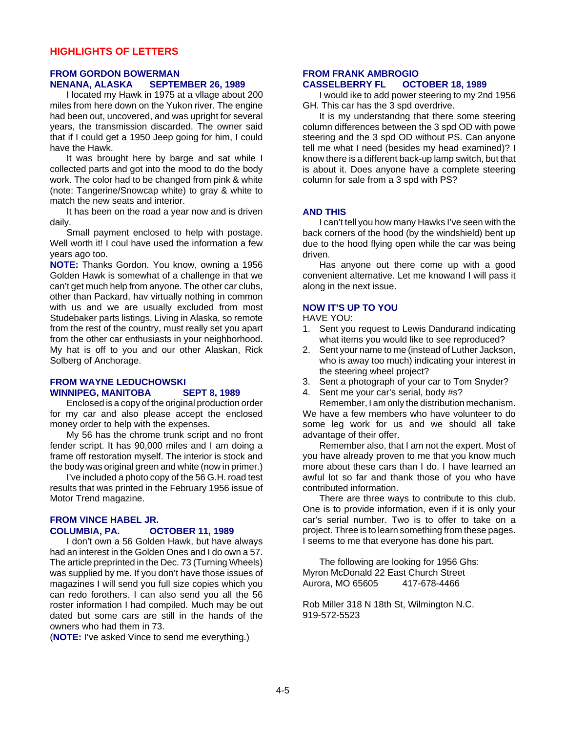## HIGHLIGHTS OF LETTERS

### FROM GORDON BOWERMAN
### NENANA, ALASKA SEPTEMBER 26, 1989

I located my Hawk in 1975 at a vllage about 200 miles from here down on the Yukon river. The engine had been out, uncovered, and was upright for several years, the transmission discarded. The owner said that if I could get a 1950 Jeep going for him, I could have the Hawk.

It was brought here by barge and sat while I collected parts and got into the mood to do the body work. The color had to be changed from pink & white (note: Tangerine/Snowcap white) to gray & white to match the new seats and interior.

It has been on the road a year now and is driven daily.

Small payment enclosed to help with postage. Well worth it! I coul have used the information a few years ago too.

**NOTE:** Thanks Gordon. You know, owning a 1956 Golden Hawk is somewhat of a challenge in that we can't get much help from anyone. The other car clubs, other than Packard, hav virtually nothing in common with us and we are usually excluded from most Studebaker parts listings. Living in Alaska, so remote from the rest of the country, must really set you apart from the other car enthusiasts in your neighborhood. My hat is off to you and our other Alaskan, Rick Solberg of Anchorage.

### FROM WAYNE LEDUCHOWSKI
### WINNIPEG, MANITOBA SEPT 8, 1989

Enclosed is a copy of the original production order for my car and also please accept the enclosed money order to help with the expenses.

My 56 has the chrome trunk script and no front fender script. It has 90,000 miles and I am doing a frame off restoration myself. The interior is stock and the body was original green and white (now in primer.)

I've included a photo copy of the 56 G.H. road test results that was printed in the February 1956 issue of Motor Trend magazine.

### FROM VINCE HABEL JR.
### COLUMBIA, PA. OCTOBER 11, 1989

I don't own a 56 Golden Hawk, but have always had an interest in the Golden Ones and I do own a 57. The article preprinted in the Dec. 73 (Turning Wheels) was supplied by me. If you don't have those issues of magazines I will send you full size copies which you can redo forothers. I can also send you all the 56 roster information I had compiled. Much may be out dated but some cars are still in the hands of the owners who had them in 73.

(**NOTE:** I've asked Vince to send me everything.)

### FROM FRANK AMBROGIO
### CASSELBERRY FL OCTOBER 18, 1989

I would ike to add power steering to my 2nd 1956 GH. This car has the 3 spd overdrive.

It is my understandng that there some steering column differences between the 3 spd OD with powe steering and the 3 spd OD without PS. Can anyone tell me what I need (besides my head examined)? I know there is a different back-up lamp switch, but that is about it. Does anyone have a complete steering column for sale from a 3 spd with PS?

### AND THIS

I can't tell you how many Hawks I've seen with the back corners of the hood (by the windshield) bent up due to the hood flying open while the car was being driven.

Has anyone out there come up with a good convenient alternative. Let me knowand I will pass it along in the next issue.

### NOW IT'S UP TO YOU

HAVE YOU:

1. Sent you request to Lewis Dandurand indicating what items you would like to see reproduced?
2. Sent your name to me (instead of Luther Jackson, who is away too much) indicating your interest in the steering wheel project?
3. Sent a photograph of your car to Tom Snyder?
4. Sent me your car's serial, body #s?

Remember, I am only the distribution mechanism. We have a few members who have volunteer to do some leg work for us and we should all take advantage of their offer.

Remember also, that I am not the expert. Most of you have already proven to me that you know much more about these cars than I do. I have learned an awful lot so far and thank those of you who have contributed information.

There are three ways to contribute to this club. One is to provide information, even if it is only your car's serial number. Two is to offer to take on a project. Three is to learn something from these pages. I seems to me that everyone has done his part.

The following are looking for 1956 Ghs:

Myron McDonald 22 East Church Street
Aurora, MO 65605 417-678-4466

Rob Miller 318 N 18th St, Wilmington N.C.
919-572-5523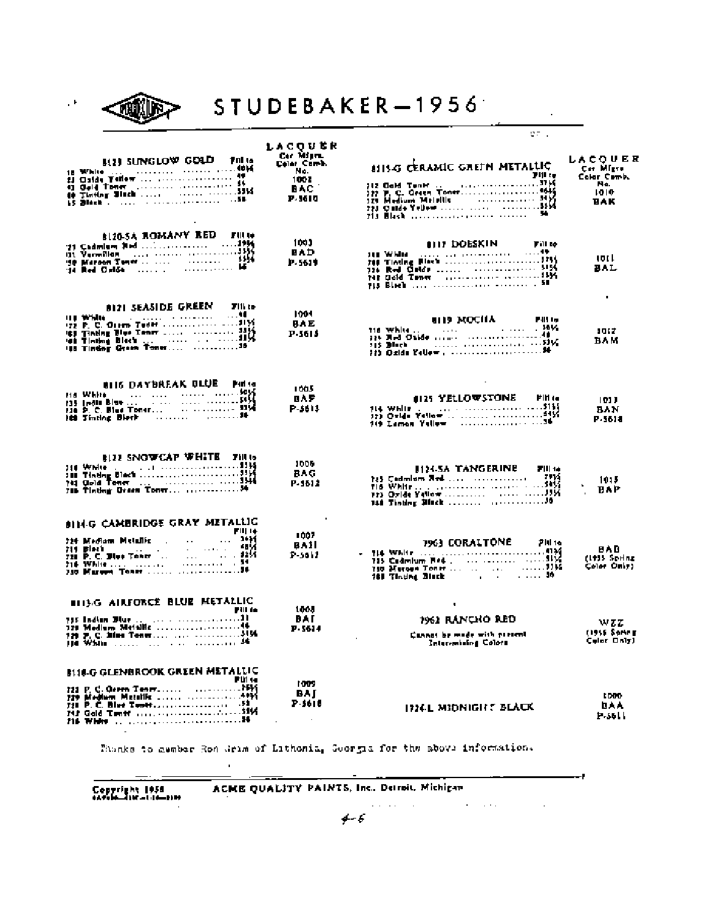# STUDEBAKER—1956

**8123 SUNGLOW GOLD** — Fill to

| | |
|---|---|
| 18 White | 40½ |
| 23 Oxide Yellow | 49 |
| 43 Gold Toner | 55 |
| 60 Tinting Black | 55½ |
| 15 Black | 58 |

LACQUER Car Mfgrs. Color Comb. No. 1002 BAC P-5610

**8120-SA ROMANY RED** — Fill to

| | |
|---|---|
| 21 Cadmium Red | 29½ |
| 131 Vermilion | 55½ |
| 150 Maroon Toner | 55½ |
| 34 Red Oxide | 56 |

1003 BAD P-5619

**8121 SEASIDE GREEN** — Fill to

| | |
|---|---|
| 118 White | 48 |
| 122 P. C. Green Toner | 51½ |
| 163 Tinting Blue Toner | 55½ |
| 168 Tinting Black | 55½ |
| 188 Tinting Green Toner | 56 |

1004 BAE P-5615

**8116 DAYBREAK BLUE** — Fill to

| | |
|---|---|
| 118 White | 50½ |
| 135 India Blue | 54½ |
| 130 P. C. Blue Toner | 55½ |
| 188 Tinting Black | 56 |

1005 BAF P-5613

**8122 SNOWCAP WHITE** — Fill to

| | |
|---|---|
| 718 White | 55½ |
| 788 Tinting Black | 55½ |
| 742 Gold Toner | 55½ |
| 786 Tinting Green Toner | 56 |

1006 BAG P-5612

**8114-G CAMBRIDGE GRAY METALLIC** — Fill to

| | |
|---|---|
| 729 Medium Metallic | 34½ |
| 715 Black | 48½ |
| 738 P. C. Blue Toner | 52½ |
| 718 White | 54 |
| 750 Maroon Toner | 56 |

1007 BAH P-5617

**8113-G AIRFORCE BLUE METALLIC** — Fill to

| | |
|---|---|
| 735 Indian Blue | 31 |
| 729 Medium Metallic | 46 |
| 738 P. C. Blue Toner | 51½ |
| 718 White | 56 |

1008 BAI P-5614

**8118-G GLENBROOK GREEN METALLIC** — Fill to

| | |
|---|---|
| 722 P. C. Green Toner | 29½ |
| 729 Medium Metallic | 49½ |
| 738 P. C. Blue Toner | 53 |
| 742 Gold Toner | 55½ |
| 718 White | 56 |

1009 BAJ P-5618

**8115-G CERAMIC GREEN METALLIC** — Fill to

| | |
|---|---|
| 742 Gold Toner | 37½ |
| 722 P. C. Green Toner | 46½ |
| 729 Medium Metallic | 51½ |
| 723 Oxide Yellow | 55½ |
| 715 Black | 56 |

LACQUER Car Mfgrs. Color Comb. No. 1010 BAK

**8117 DOESKIN** — Fill to

| | |
|---|---|
| 718 White | 49 |
| 788 Tinting Black | 37½ |
| 736 Red Oxide | 51½ |
| 742 Gold Toner | 55½ |
| 715 Black | 58 |

1011 BAL

**8119 MOCHA** — Fill to

| | |
|---|---|
| 718 White | 36½ |
| 734 Red Oxide | 48 |
| 715 Black | 53½ |
| 723 Oxide Yellow | 56 |

1012 BAM

**8125 YELLOWSTONE** — Fill to

| | |
|---|---|
| 718 White | 51½ |
| 723 Oxide Yellow | 54½ |
| 719 Lemon Yellow | 56 |

1013 BAN P-5616

**8124-SA TANGERINE** — Fill to

| | |
|---|---|
| 725 Cadmium Red | 29½ |
| 718 White | 50½ |
| 723 Oxide Yellow | 55½ |
| 788 Tinting Black | 56 |

1015 BAP

**7963 CORALTONE** — Fill to

| | |
|---|---|
| 718 White | 41½ |
| 725 Cadmium Red | 51½ |
| 750 Maroon Toner | 55½ |
| 788 Tinting Black | 56 |

BAD (1955 Spring Color Only)

**7962 RANCHO RED**

Cannot be made with present Intermixing Colors

WZZ (1955 Spring Color Only)

**1724-L MIDNIGHT BLACK**

1000 BAA P-5611

Thanks to member Ron Grim of Lithonia, Georgia for the above information.

Copyright 1956 ACME QUALITY PAINTS, Inc. Detroit, Michigan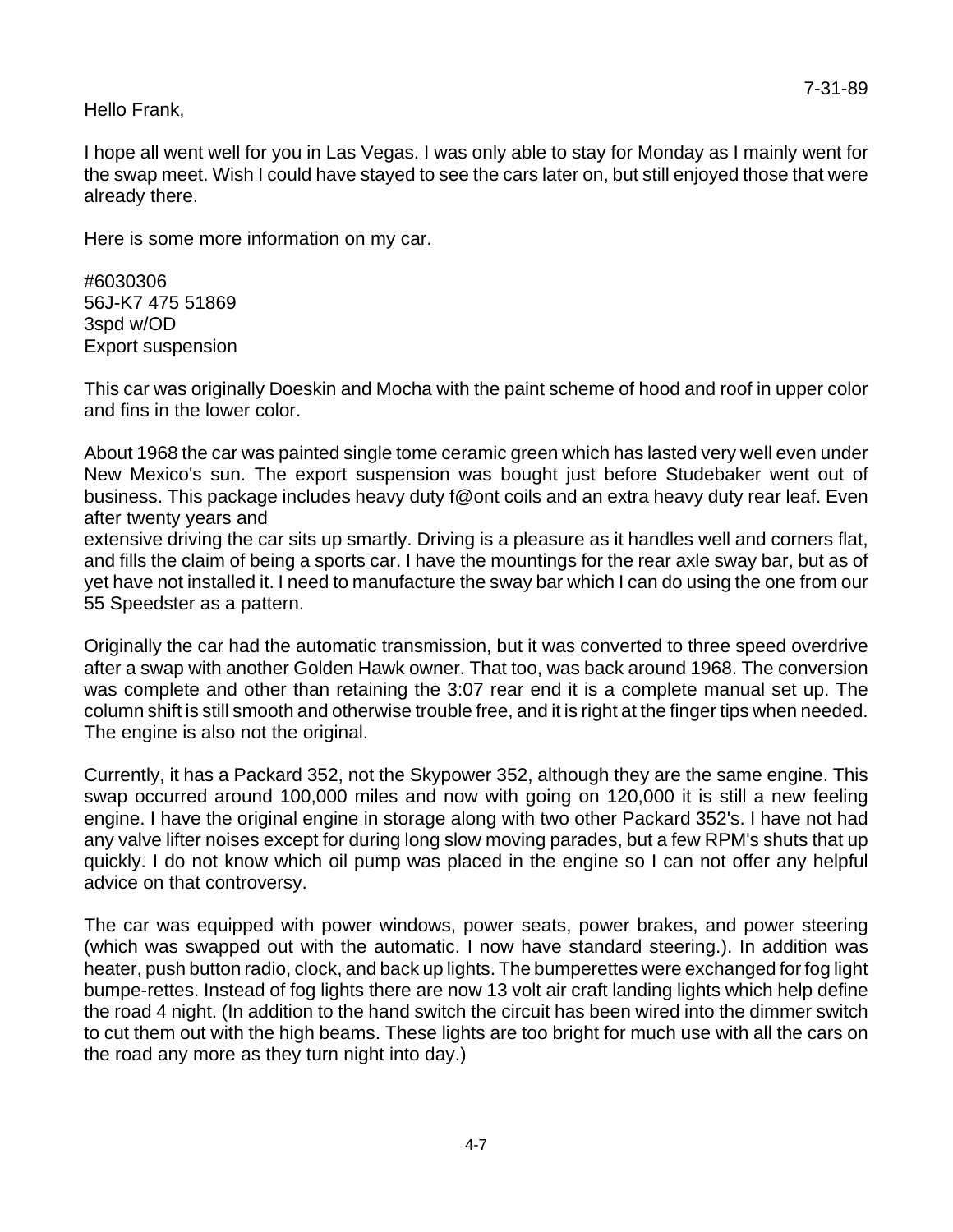7-31-89

Hello Frank,

I hope all went well for you in Las Vegas. I was only able to stay for Monday as I mainly went for the swap meet. Wish I could have stayed to see the cars later on, but still enjoyed those that were already there.

Here is some more information on my car.

#6030306
56J-K7 475 51869
3spd w/OD
Export suspension

This car was originally Doeskin and Mocha with the paint scheme of hood and roof in upper color and fins in the lower color.

About 1968 the car was painted single tome ceramic green which has lasted very well even under New Mexico's sun. The export suspension was bought just before Studebaker went out of business. This package includes heavy duty f@ont coils and an extra heavy duty rear leaf. Even after twenty years and
extensive driving the car sits up smartly. Driving is a pleasure as it handles well and corners flat, and fills the claim of being a sports car. I have the mountings for the rear axle sway bar, but as of yet have not installed it. I need to manufacture the sway bar which I can do using the one from our 55 Speedster as a pattern.

Originally the car had the automatic transmission, but it was converted to three speed overdrive after a swap with another Golden Hawk owner. That too, was back around 1968. The conversion was complete and other than retaining the 3:07 rear end it is a complete manual set up. The column shift is still smooth and otherwise trouble free, and it is right at the finger tips when needed. The engine is also not the original.

Currently, it has a Packard 352, not the Skypower 352, although they are the same engine. This swap occurred around 100,000 miles and now with going on 120,000 it is still a new feeling engine. I have the original engine in storage along with two other Packard 352's. I have not had any valve lifter noises except for during long slow moving parades, but a few RPM's shuts that up quickly. I do not know which oil pump was placed in the engine so I can not offer any helpful advice on that controversy.

The car was equipped with power windows, power seats, power brakes, and power steering (which was swapped out with the automatic. I now have standard steering.). In addition was heater, push button radio, clock, and back up lights. The bumperettes were exchanged for fog light bumpe-rettes. Instead of fog lights there are now 13 volt air craft landing lights which help define the road 4 night. (In addition to the hand switch the circuit has been wired into the dimmer switch to cut them out with the high beams. These lights are too bright for much use with all the cars on the road any more as they turn night into day.)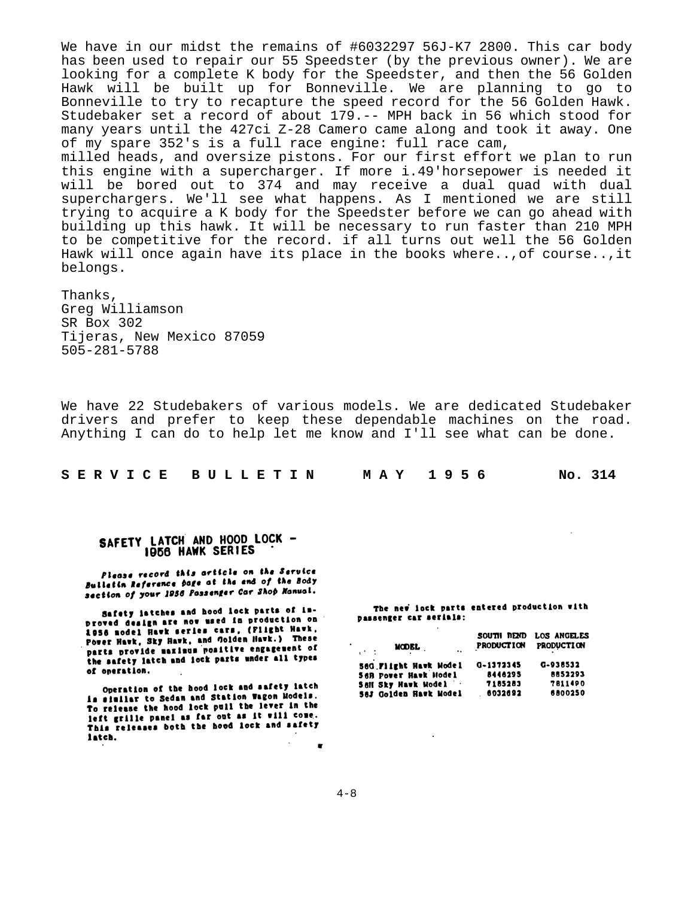We have in our midst the remains of #6032297 56J-K7 2800. This car body has been used to repair our 55 Speedster (by the previous owner). We are looking for a complete K body for the Speedster, and then the 56 Golden Hawk will be built up for Bonneville. We are planning to go to Bonneville to try to recapture the speed record for the 56 Golden Hawk. Studebaker set a record of about 179.-- MPH back in 56 which stood for many years until the 427ci Z-28 Camero came along and took it away. One of my spare 352's is a full race engine: full race cam,
milled heads, and oversize pistons. For our first effort we plan to run this engine with a supercharger. If more i.49'horsepower is needed it will be bored out to 374 and may receive a dual quad with dual superchargers. We'll see what happens. As I mentioned we are still trying to acquire a K body for the Speedster before we can go ahead with building up this hawk. It will be necessary to run faster than 210 MPH to be competitive for the record. if all turns out well the 56 Golden Hawk will once again have its place in the books where..,of course..,it belongs.

Thanks,
Greg Williamson
SR Box 302
Tijeras, New Mexico 87059
505-281-5788

We have 22 Studebakers of various models. We are dedicated Studebaker drivers and prefer to keep these dependable machines on the road. Anything I can do to help let me know and I'll see what can be done.

**S E R V I C E   B U L L E T I N   M A Y   1 9 5 6   No. 314**

## SAFETY LATCH AND HOOD LOCK - 1956 HAWK SERIES

***Please record this article on the Service Bulletin Reference page at the end of the Body section of your 1956 Passenger Car Shop Manual.***

**Safety latches and hood lock parts of improved design are now used in production on 1956 model Hawk series cars, (Flight Hawk, Power Hawk, Sky Hawk, and Golden Hawk.) These parts provide maximum positive engagement of the safety latch and lock parts under all types of operation.**

**Operation of the hood lock and safety latch is similar to Sedan and Station Wagon Models. To release the hood lock pull the lever in the left grille panel as far out as it will come. This releases both the hood lock and safety latch.**

**The new lock parts entered production with passenger car serials:**

| MODEL | SOUTH BEND PRODUCTION | LOS ANGELES PRODUCTION |
|---|---|---|
| 56G Flight Hawk Model | G-1372345 | G-938532 |
| 56B Power Hawk Model | 8446295 | 8852293 |
| 56H Sky Hawk Model | 7185283 | 7811490 |
| 56J Golden Hawk Model | 6032692 | 6800250 |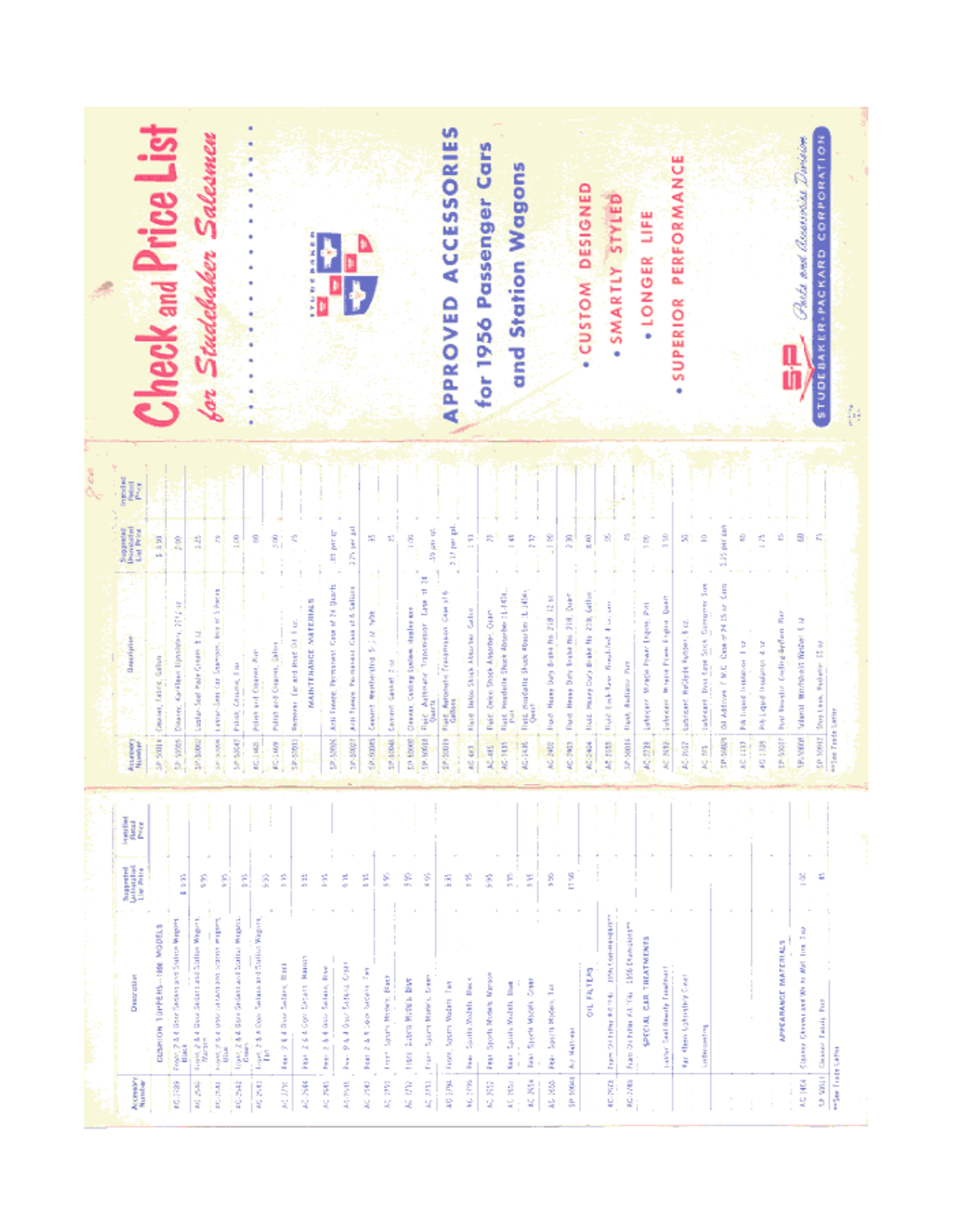# Check and Price List

## *for Studebaker Salesmen*

# APPROVED ACCESSORIES

## for 1956 Passenger Cars and Station Wagons

- CUSTOM DESIGNED
- SMARTLY STYLED
- LONGER LIFE
- SUPERIOR PERFORMANCE

*Parts and Accessories Division*

STUDEBAKER-PACKARD CORPORATION

| Accessory Number | Description | Suggested Uninstalled List Price | Installed Retail Price |
|---|---|---|---|
| | **CUSHION TOPPERS—1956 MODELS** | | |
| AC-2739 | Front, 2 & 4 Door Sedans and Station Wagons, Black | $ 9.95 | |
| AC-2740 | Front, 2 & 4 Door Sedans and Station Wagons, Maroon | 9.95 | |
| AC-2741 | Front, 2 & 4 Door Sedans and Station Wagons, Blue | 9.95 | |
| AC-2742 | Front, 2 & 4 Door Sedans and Station Wagons, Green | 9.95 | |
| AC-2743 | Front, 2 & 4 Door Sedans and Station Wagons, Tan | 9.95 | |
| AC-2744 | Rear, 2 & 4 Door Sedans, Black | 9.95 | |
| AC-2744 | Rear, 2 & 4 Door Sedans, Maroon | 9.95 | |
| AC-2745 | Rear, 2 & 4 Door Sedans, Blue | 9.95 | |
| AC-2746 | Rear, 2 & 4 Door Sedans, Green | 9.95 | |
| AC-2747 | Rear, 2 & 4 Door Sedans, Tan | 9.95 | |
| AC-2750 | Front, Sports Models, Black | 9.95 | |
| AC-2751 | Front, Sports Models, Blue | 9.95 | |
| AC-2752 | Front, Sports Models, Green | 9.95 | |
| AC-2753 | Front, Sports Models, Tan | 9.95 | |
| AC-2755 | Rear, Sports Models, Black | 9.95 | |
| AC-2756 | Rear, Sports Models, Maroon | 9.95 | |
| AC-2757 | Rear, Sports Models, Blue | 9.95 | |
| AC-2758 | Rear, Sports Models, Green | 9.95 | |
| AC-2759 | Rear, Sports Models, Tan | 9.95 | |
| SP-50044 | Air Mattress | 17.50 | |
| | **OIL FILTERS** | | |
| AC-2678 | Paper Oil Filter Kit (1954-1956 ...)* | | |
| AC-2789 | Paper Oil Filter Kit (1956 ...)* | | |
| | **SPECIAL CAR TREATMENTS** | | |
| | Lektro-Seal Beauty Treatment* | | |
| | Kar Kleen Upholstery Coat | | |
| | Undercoating | | |
| | **APPEARANCE MATERIALS** | | |
| AC-1414 | Cleaner, Chrome and White Wall Tire | 1.00 | |
| SP-50011 | Cleaner, Fabric, Pint | .85 | |
| SP-50014 | Cleaner, Fabric, Gallon | $ 3.50 | |
| SP-50005 | Cleaner, Karlleen Upholstery, 22½ oz. | 2.00 | |
| SP-50002 | Luster Seal Paste Cream, 8 oz. | 3.25 | |
| SP-50006 | Luster Seal Car Shampoo, box of 5 pieces | .75 | |
| SP-50040 | Polish Cleaner, 8 oz. | 1.00 | |
| AC-1468 | Polish and Cleaner, Pint | .60 | |
| AC-1469 | Polish and Cleaner, Gallon | 2.00 | |
| SP-50013 | Remover, Tar and Road Oil, 8 oz. | .75 | |
| | **MAINTENANCE MATERIALS** | | |
| SP-50006 | Anti Freeze, Permanent, Case of 24 Quarts | .85 per qt. | |
| SP-50007 | Anti Freeze, Permanent, Case of 6 Gallons | 3.25 per gal. | |
| SP-50085 | Cement, Weatherstrip, 5-1/2 oz. Tube | .35 | |
| SP-50046 | Cement, Gasket, 2 oz. | .35 | |
| SP-50008 | Cleaner, Cooling System, Radiator | 1.00 | |
| SP-50018 | Fluid, Automatic Transmission, Case of 24 Quarts | .55 per qt. | |
| SP-50019 | Fluid, Automatic Transmission, Case of 6 Gallons | 2.17 per gal. | |
| AC-663 | Fluid, Delco Shock Absorber, Gallon | 1.13 | |
| AC-485 | Fluid, Delco Shock Absorber, Quart | .75 | |
| AC-1835 | Fluid, Houdaille Shock Absorber (1-1/4 lb.) Pint | 1.49 | |
| AC-1436 | Fluid, Houdaille Shock Absorber (1-1/4 lb.) Quart | 2.72 | |
| AC-2402 | Fluid, Heavy Duty Brake No. 218, 12 oz. | 1.00 | |
| AC-2403 | Fluid, Heavy Duty Brake No. 218, Quart | 2.30 | |
| AC-2404 | Fluid, Heavy Duty Brake No. 218, Gallon | 8.40 | |
| AC-2059 | Fluid, Leak-Seal Bleached, 1 oz. can | .85 | |
| SP-50016 | Flush, Radiator, Pint | .75 | |
| AC-2238 | Lubricant, Miracle Power Engine, Pint | 1.00 | |
| AC-2692 | Lubricant, Miracle Power Engine, Quart | 1.50 | |
| AC-2697 | Lubricant, Rubber, 8 oz. | .50 | |
| AC-195 | Lubricant, Door Ease Stick, Consumer Size | .10 | |
| SP-50009 | Oil Additive, Case of 24 15 oz. Cans | 1.15 per can | |
| AC-1137 | Pri-Liquid Insulation, 1 oz. | .40 | |
| AC-1138 | Pri-Liquid Insulation, 4 oz. | 1.25 | |
| SP-50017 | Rust Resistor, Cooling System, Pint | .75 | |
| SP-50010 | Solvent, Windshield Washer, 6 oz. | .60 | |
| SP-50012 | Stop Leak, Radiator, 15 oz. | .75 | |

*See Trade Letter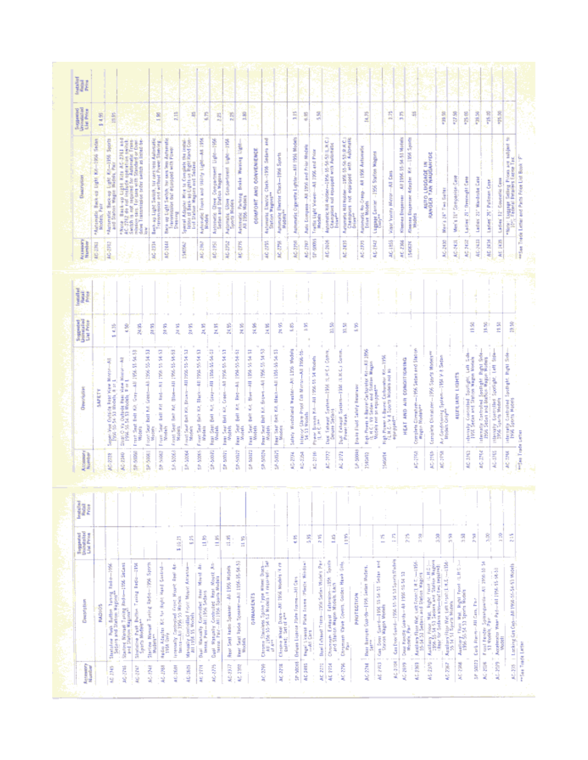| Accessory Number | Description | Suggested Unrestricted List Price | Installed Retail Price |
|---|---|---|---|
| | **RADIOS** | | |
| AC-2745 | Studebaker Push Button Tuning Radio—1956 Sedans and Station Wagons** | | |
| AC-2746 | Studebaker Manual Tuning Radio—1956 Sedans and Station Wagons** | | |
| AC-2747 | Studebaker Push Button Tuning Radio—1956 Sports Models** | | |
| AC-2748 | Studebaker Manual Tuning Radio—1956 Sports Models** | | |
| AC-2788 | Radio Adapter Kit for Right Hand Control—1956 Only | | |
| AC-2681 | Internally Controlled Front Mount Roof Antenna—All 1956-55 Models | $10.25 | |
| AC-2695 | Manually Controlled Front Mount Antenna—All 1956-55 Models | 6.75 | |
| AC-2771 | Dual Manually Controlled Rear Mount Antenna, Pair—All 1956 Sedans | 11.95 | |
| AC-2725 | Dual Manually Controlled Rear Mount Antenna, Pair—All 1956 Sports Models | 11.95 | |
| AC-2737 | Rear Seat Radio Speaker—All 1956 Models | 11.95 | |
| AC-2392 | Rear Seat Radio Speaker—All 1956-55-54-53 Models | 11.95 | |
| | **ORNAMENTS** | | |
| AC-2299 | Chrome Simulated Spoke Type Wheel Discs—All 1956-55-54-53 Models (4 required) Set of 4** | | |
| AC-2728 | Chrome Wheel Discs—All 1956 Models (4 required) Set of 4** | | |
| SP-50018 | Deluxe License Plate Frame—All Cars | 4.95 | |
| AC-2481 | Regal License Plate Frame (Plastic Window)—All Cars | 5.95 | |
| AC-2272 | Dual Exhaust Trims—1956 Sedan Models Pair | 7.95 | |
| AC-2254 | Chromium Exhaust Extension—1956 Sports and Station Wagon Models Each | 1.85 | |
| AC-2256 | Chromium Valve Covers, Golden Hawk Only, Pair | 13.95 | |
| | **PROTECTION** | | |
| AC-2274 | Rear Bumper Guards—1956 Sedan Models, Set** | | |
| AC-2703 | Gas Door Guard—1956-55-54-53 Sedan and Station Wagon Models | 1.75 | |
| AC-2704 | Gas Door Guard—1956-55-54-53 Sports Models | 1.75 | |
| AC-2699 | Door Handle Guards—All 1956-55-54-53 Models Pair | 2.25 | |
| AC-2363 | Auxiliary Floor Mat, Left Front (L.H.C.)—1956-55-54-53 Sedans and Station Wagons | 3.50 | |
| AC-2370 | Auxiliary Floor Mat, Right Front (L.H.C.)—1956-55-54-53 Sedans and Station Wagons | 3.50 | |
| AC-2367 | Auxiliary Floor Mat, Left Front (L.H.C.)—1956-55-54-53 Sports Models | 3.50 | |
| AC-2368 | Auxiliary Floor Mat, Right Front (L.H.C.)—1956-55-54-53 Sports Models | 3.50 | |
| SP-50023 | Curb Alarm—All Cars, Pair | 2.50 | |
| AC-2538 | Front Fender Splashguards—All 1956 to 53 Models Pair | 3.00 | |
| AC-2539 | Accelerator Wear Pad—All 1956-55-54-53 Models | 1.20 | |
| AC-235 | Locking Gas Cap—All 1956-55-54-53 Models | 2.15 | |

**See Trade Letter

| Accessory Number | Description | Suggested Unrestricted List Price | Installed Retail Price |
|---|---|---|---|
| | **SAFETY** | | |
| AC-2739 | Super-View Outside Rear View Mirror—All 1956-55-54-53 Models, R or L | $4.35 | |
| AC-2340 | Studio Outside Rear View Mirror—All 1956-55-54-53 Models, R or L | 4.50 | |
| SP-50060 | Front Seat Belt Kit, Grey—All 1956-55-54-53 Models | 24.95 | |
| SP-50061 | Front Seat Belt Kit, Red—All 1956-55-54-53 Models | 24.95 | |
| SP-50062 | Front Seat Belt Kit, Green—All 1956-55-54-53 Models | 24.95 | |
| SP-50063 | Front Seat Belt Kit, Blue—All 1956-55-54-53 Models | 24.95 | |
| SP-50064 | Front Seat Belt Kit, Brown—All 1956-55-54-53 Models | 24.95 | |
| SP-50065 | Front Seat Belt Kit, Black—All 1956-55-54-53 Models | 24.95 | |
| SP-50070 | Rear Seat Belt Kit, Grey—All 1956-55-54-53 Models | 24.95 | |
| SP-50071 | Rear Seat Belt Kit, Green—All 1956-55-54-53 Models | 24.95 | |
| SP-50072 | Rear Seat Belt Kit, Red—All 1956-55-54-53 Models | 24.95 | |
| SP-50073 | Rear Seat Belt Kit, Blue—All 1956-55-54-53 Models | 24.95 | |
| SP-50074 | Rear Seat Belt Kit, Brown—All 1956-55-54-53 Models | 24.95 | |
| SP-50075 | Rear Seat Belt Kit, Black—All 1956-55-54-53 Models | 24.95 | |
| AC-2294 | Safety Windshield Washer—All 1956 Models | 6.95 | |
| AC-2354 | Interior Glare Proof Tilt Mirror—All 1956-55-54-53 Models | 1.95 | |
| AC-2310 | Power Brakes Kit—All 1956-55-54 Models | | |
| AC-2772 | Dual Exhaust System—1956 (L.H.C.) Comm. Deluxe Models | 33.50 | |
| AC-2773 | Dual Exhaust System—1956 (L.H.C.) Comm. Power Hawk | 37.50 | |
| SP-50099 | Brake Fluid Safety Reservoir | 5.95 | |
| 1540492 | High Power 4-Barrel Carburetor Kit—All 1956 (L.H.C.) V8 Sedan and Station Wagon Models not so equipped** | | |
| 1540494 | High Power 4-Barrel Carburetor Kit—1956 (L.H.C.) Sports Models not so equipped** | | |
| | **HEAT AND AIR CONDITIONING** | | |
| AC-2755 | Complete Climatizer—1956 Sedan and Station Wagon Models** | | |
| AC-2765 | Complete Climatizer—1956 Sports Models** | | |
| AC-2758 | Air Conditioning System—1956 V-8 Sedan Models Only** | | |
| | **AUXILIARY LIGHTS** | | |
| AC-2762 | Internally Controlled Spotlight, Left Side—1956 Sedan and Station Wagon Models | 19.50 | |
| AC-2764 | Internally Controlled Spotlight, Right Side—1956 Sedan and Station Wagon Models | 19.50 | |
| AC-2765 | Internally Controlled Spotlight, Left Side—1956 Sports Models | 19.50 | |
| AC-2766 | Internally Controlled Spotlight, Right Side—1956 Sports Models | 19.50 | |

**See Trade Letter

| Accessory Number | Description | Suggested Unrestricted List Price | Installed Retail Price |
|---|---|---|---|
| AC-2763 | *Automatic Back-up Light Kit—1956 Sedan Models, Pair | $4.95 | |
| AC-2782 | *Automatic Back-up Light Kit—1956 Sports and Station Wagon Models, Pair | 10.95 | |
| | *Note: Back-up Light Kits AC-2763 and AC-2782 do not include operation switch. Switch is not required for cars with Automatic Transmission. For cars with Standard or Overdrive Transmission order switch as listed below. | | |
| AC-2334 | Back-up Light Switch, for cars less Automatic Transmission and without Power Steering | 1.98 | |
| AC-2444 | Back-up Light Switch for cars less Automatic Transmission but equipped with Power Steering | 2.15 | |
| 1540362 | Special Adapter Wire to Complete the Installation of Back-up Lights on Right Hand Control Station Wagons and Sedans | .85 | |
| AC-2767 | Automatic Trunk and Utility Light—All 1956 Models | 6.75 | |
| AC-2750 | Automatic Glove Compartment Light—1956 Sedans and Station Wagons | 2.25 | |
| AC-2752 | Automatic Glove Compartment Light—1956 Sports Models | 2.25 | |
| AC-2776 | Automatic Parking Brake Warning Light—All 1956 Models | 3.80 | |
| | **COMFORT AND CONVENIENCE** | | |
| AC-2755 | Automatic Electric Clock—1956 Sedans and Station Wagons** | | |
| AC-2758 | Automatic Electric Clock—1956 Sports Models** | | |
| AC-2756 | Automatic Cigarette Lighter—All 1956 Models | 3.15 | |
| AC-2787 | Auto Compass—All 1956 and Prior Models | 6.95 | |
| SP-50055 | Traffic Light Viewer—All 1956 and Prior Models | 5.50 | |
| AC-2404 | Automatic Hill Holder—1956-55-54-53 (L.H.C.) Champions not equipped with Automatic Drive** | | |
| AC-2405 | Automatic Hill Holder—1956-55-54-53 (R.H.C.) Champions not equipped with Automatic Drive** | | |
| AC-2335 | Automatic No-Creep—All 1956 Automatic Drive Models | 14.35 | |
| AC-2742 | Luggage Carrier—1956 Station Wagon Only** | | |
| AC-1855 | Visor Vanity Mirror—All Cars | 2.25 | |
| AC-2364 | Kleenex Dispenser—All 1956-55-54-53 Models | 3.75 | |
| 1540676 | Kleenex Dispenser Adapter Kit—1956 Sports Models | .55 | |
| | **AUTO LUGGAGE IN RANGER TAN NAUGAHYDE** | | |
| AC-2430 | Men's 24" Two Suiter | *39.50 | |
| AC-2431 | Men's 18" Companion Case | *27.50 | |
| AC-2432 | Ladies' 21" Overnight Case | *25.00 | |
| AC-2433 | Ladies' 21" Wardrobe Case | *39.50 | |
| AC-2434 | Ladies' 21" Pullman Case | *35.00 | |
| AC-2435 | Ladies' 12" Cosmetic Case | *25.50 | |
| | *Note: Luggage Selling Prices are subject to 10% Federal Retailers Excise Tax. | | |

**See Trade Letter and Parts Price List Book "F"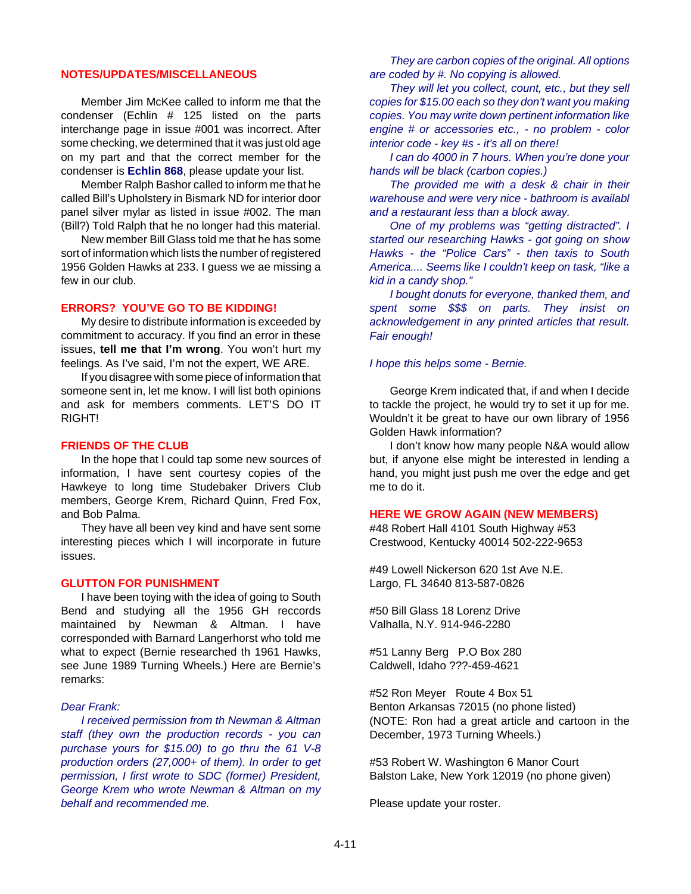## NOTES/UPDATES/MISCELLANEOUS

Member Jim McKee called to inform me that the condenser (Echlin # 125 listed on the parts interchange page in issue #001 was incorrect. After some checking, we determined that it was just old age on my part and that the correct member for the condenser is **Echlin 868**, please update your list.

Member Ralph Bashor called to inform me that he called Bill's Upholstery in Bismark ND for interior door panel silver mylar as listed in issue #002. The man (Bill?) Told Ralph that he no longer had this material.

New member Bill Glass told me that he has some sort of information which lists the number of registered 1956 Golden Hawks at 233. I guess we ae missing a few in our club.

## ERRORS? YOU'VE GO TO BE KIDDING!

My desire to distribute information is exceeded by commitment to accuracy. If you find an error in these issues, **tell me that I'm wrong**. You won't hurt my feelings. As I've said, I'm not the expert, WE ARE.

If you disagree with some piece of information that someone sent in, let me know. I will list both opinions and ask for members comments. LET'S DO IT RIGHT!

## FRIENDS OF THE CLUB

In the hope that I could tap some new sources of information, I have sent courtesy copies of the Hawkeye to long time Studebaker Drivers Club members, George Krem, Richard Quinn, Fred Fox, and Bob Palma.

They have all been vey kind and have sent some interesting pieces which I will incorporate in future issues.

## GLUTTON FOR PUNISHMENT

I have been toying with the idea of going to South Bend and studying all the 1956 GH reccords maintained by Newman & Altman. I have corresponded with Barnard Langerhorst who told me what to expect (Bernie researched th 1961 Hawks, see June 1989 Turning Wheels.) Here are Bernie's remarks:

*Dear Frank:*

*I received permission from th Newman & Altman staff (they own the production records - you can purchase yours for $15.00) to go thru the 61 V-8 production orders (27,000+ of them). In order to get permission, I first wrote to SDC (former) President, George Krem who wrote Newman & Altman on my behalf and recommended me.*

*They are carbon copies of the original. All options are coded by #. No copying is allowed.*

*They will let you collect, count, etc., but they sell copies for $15.00 each so they don't want you making copies. You may write down pertinent information like engine # or accessories etc., - no problem - color interior code - key #s - it's all on there!*

*I can do 4000 in 7 hours. When you're done your hands will be black (carbon copies.)*

*The provided me with a desk & chair in their warehouse and were very nice - bathroom is availabl and a restaurant less than a block away.*

*One of my problems was "getting distracted". I started our researching Hawks - got going on show Hawks - the "Police Cars" - then taxis to South America.... Seems like I couldn't keep on task, "like a kid in a candy shop."*

*I bought donuts for everyone, thanked them, and spent some $$$ on parts. They insist on acknowledgement in any printed articles that result. Fair enough!*

*I hope this helps some - Bernie.*

George Krem indicated that, if and when I decide to tackle the project, he would try to set it up for me. Wouldn't it be great to have our own library of 1956 Golden Hawk information?

I don't know how many people N&A would allow but, if anyone else might be interested in lending a hand, you might just push me over the edge and get me to do it.

## HERE WE GROW AGAIN (NEW MEMBERS)

#48 Robert Hall 4101 South Highway #53
Crestwood, Kentucky 40014 502-222-9653

#49 Lowell Nickerson 620 1st Ave N.E.
Largo, FL 34640 813-587-0826

#50 Bill Glass 18 Lorenz Drive
Valhalla, N.Y. 914-946-2280

#51 Lanny Berg P.O Box 280
Caldwell, Idaho ???-459-4621

#52 Ron Meyer Route 4 Box 51
Benton Arkansas 72015 (no phone listed)
(NOTE: Ron had a great article and cartoon in the December, 1973 Turning Wheels.)

#53 Robert W. Washington 6 Manor Court
Balston Lake, New York 12019 (no phone given)

Please update your roster.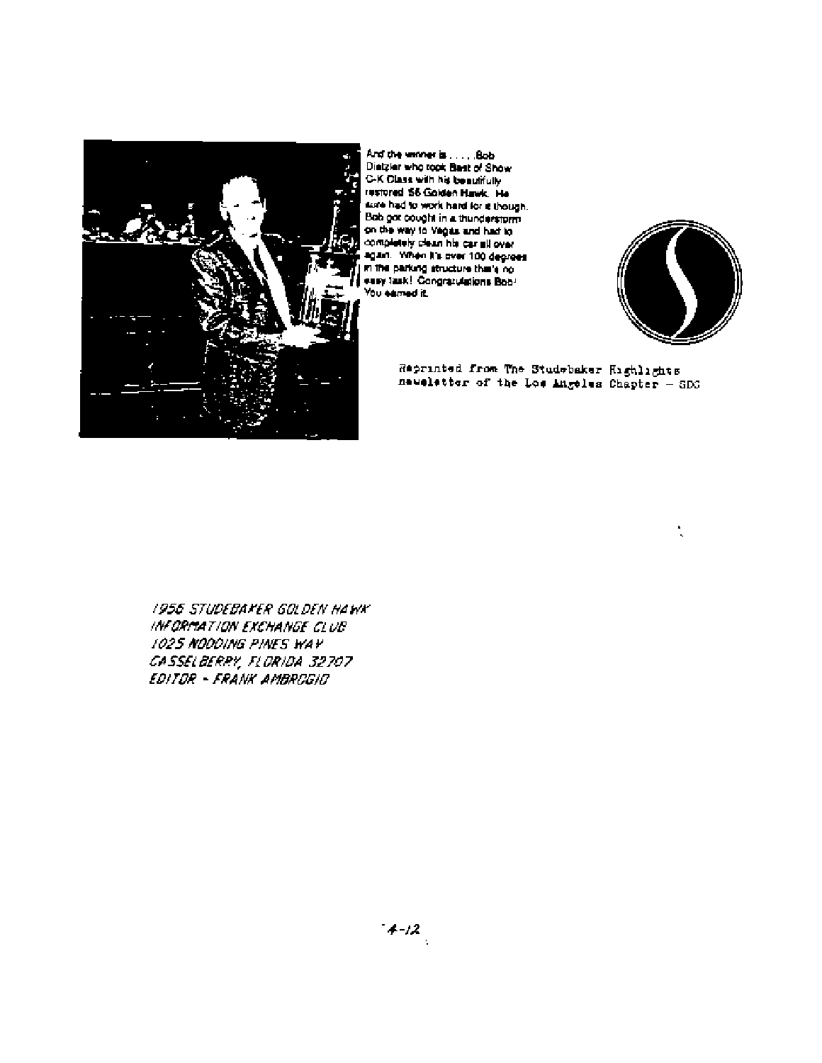And the winner is . . . . .Bob Dietzler who took Best of Show C-K Class with his beautifully restored 56 Golden Hawk. He sure had to work hard for it though. Bob got caught in a thunderstorm on the way to Vegas and had to completely clean his car all over again. When it's over 100 degrees in the parking structure that's no easy task! Congratulations Bob! You earned it.

Reprinted from The Studebaker Highlights newsletter of the Los Angeles Chapter - SDC

1956 STUDEBAKER GOLDEN HAWK
INFORMATION EXCHANGE CLUB
1025 NODDING PINES WAY
CASSELBERRY, FLORIDA 32707
EDITOR - FRANK AMBROGIO